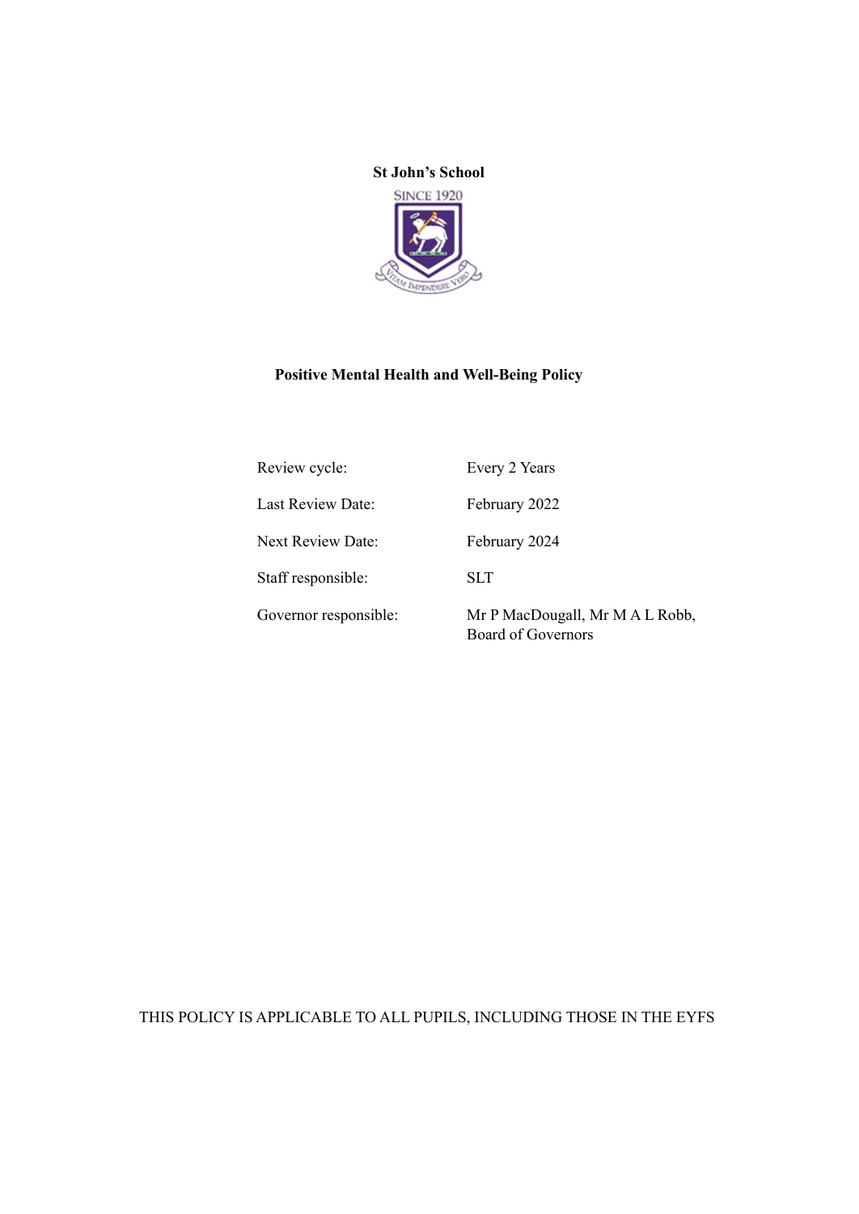**St John's School**

SINCE 1920

VITAM IMPENDERE VERO

# Positive Mental Health and Well-Being Policy

| | |
|---|---|
| Review cycle: | Every 2 Years |
| Last Review Date: | February 2022 |
| Next Review Date: | February 2024 |
| Staff responsible: | SLT |
| Governor responsible: | Mr P MacDougall, Mr M A L Robb, Board of Governors |

THIS POLICY IS APPLICABLE TO ALL PUPILS, INCLUDING THOSE IN THE EYFS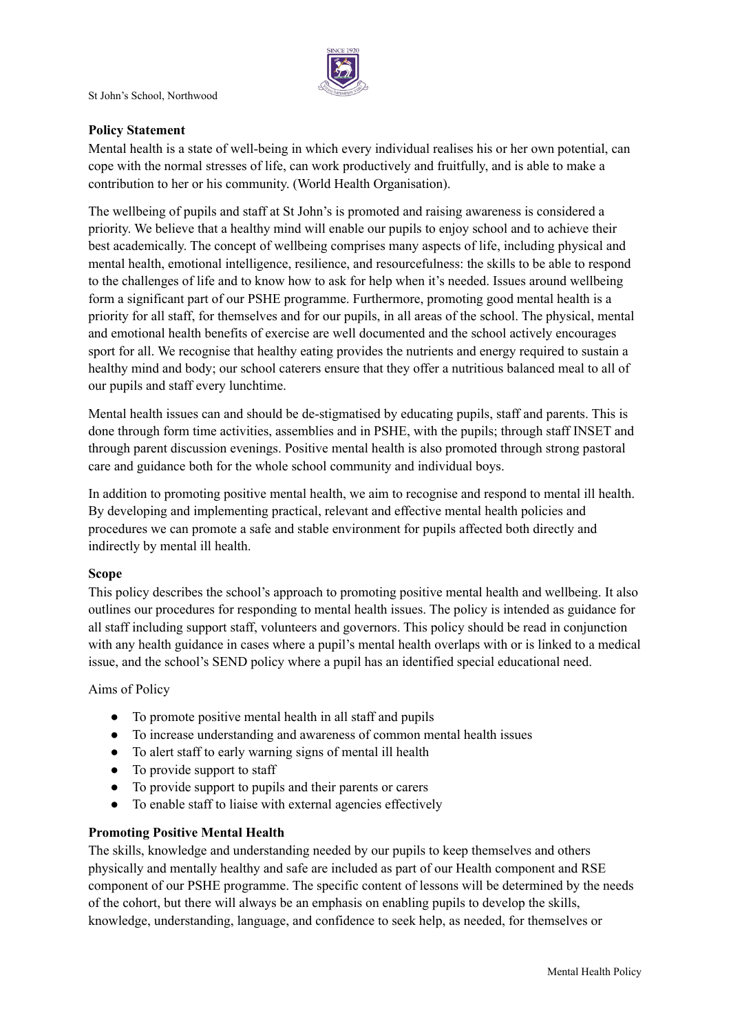**Policy Statement**

Mental health is a state of well-being in which every individual realises his or her own potential, can cope with the normal stresses of life, can work productively and fruitfully, and is able to make a contribution to her or his community. (World Health Organisation).

The wellbeing of pupils and staff at St John's is promoted and raising awareness is considered a priority. We believe that a healthy mind will enable our pupils to enjoy school and to achieve their best academically. The concept of wellbeing comprises many aspects of life, including physical and mental health, emotional intelligence, resilience, and resourcefulness: the skills to be able to respond to the challenges of life and to know how to ask for help when it's needed. Issues around wellbeing form a significant part of our PSHE programme. Furthermore, promoting good mental health is a priority for all staff, for themselves and for our pupils, in all areas of the school. The physical, mental and emotional health benefits of exercise are well documented and the school actively encourages sport for all. We recognise that healthy eating provides the nutrients and energy required to sustain a healthy mind and body; our school caterers ensure that they offer a nutritious balanced meal to all of our pupils and staff every lunchtime.

Mental health issues can and should be de-stigmatised by educating pupils, staff and parents. This is done through form time activities, assemblies and in PSHE, with the pupils; through staff INSET and through parent discussion evenings. Positive mental health is also promoted through strong pastoral care and guidance both for the whole school community and individual boys.

In addition to promoting positive mental health, we aim to recognise and respond to mental ill health. By developing and implementing practical, relevant and effective mental health policies and procedures we can promote a safe and stable environment for pupils affected both directly and indirectly by mental ill health.

**Scope**

This policy describes the school's approach to promoting positive mental health and wellbeing. It also outlines our procedures for responding to mental health issues. The policy is intended as guidance for all staff including support staff, volunteers and governors. This policy should be read in conjunction with any health guidance in cases where a pupil's mental health overlaps with or is linked to a medical issue, and the school's SEND policy where a pupil has an identified special educational need.

Aims of Policy

- To promote positive mental health in all staff and pupils
- To increase understanding and awareness of common mental health issues
- To alert staff to early warning signs of mental ill health
- To provide support to staff
- To provide support to pupils and their parents or carers
- To enable staff to liaise with external agencies effectively

**Promoting Positive Mental Health**

The skills, knowledge and understanding needed by our pupils to keep themselves and others physically and mentally healthy and safe are included as part of our Health component and RSE component of our PSHE programme. The specific content of lessons will be determined by the needs of the cohort, but there will always be an emphasis on enabling pupils to develop the skills, knowledge, understanding, language, and confidence to seek help, as needed, for themselves or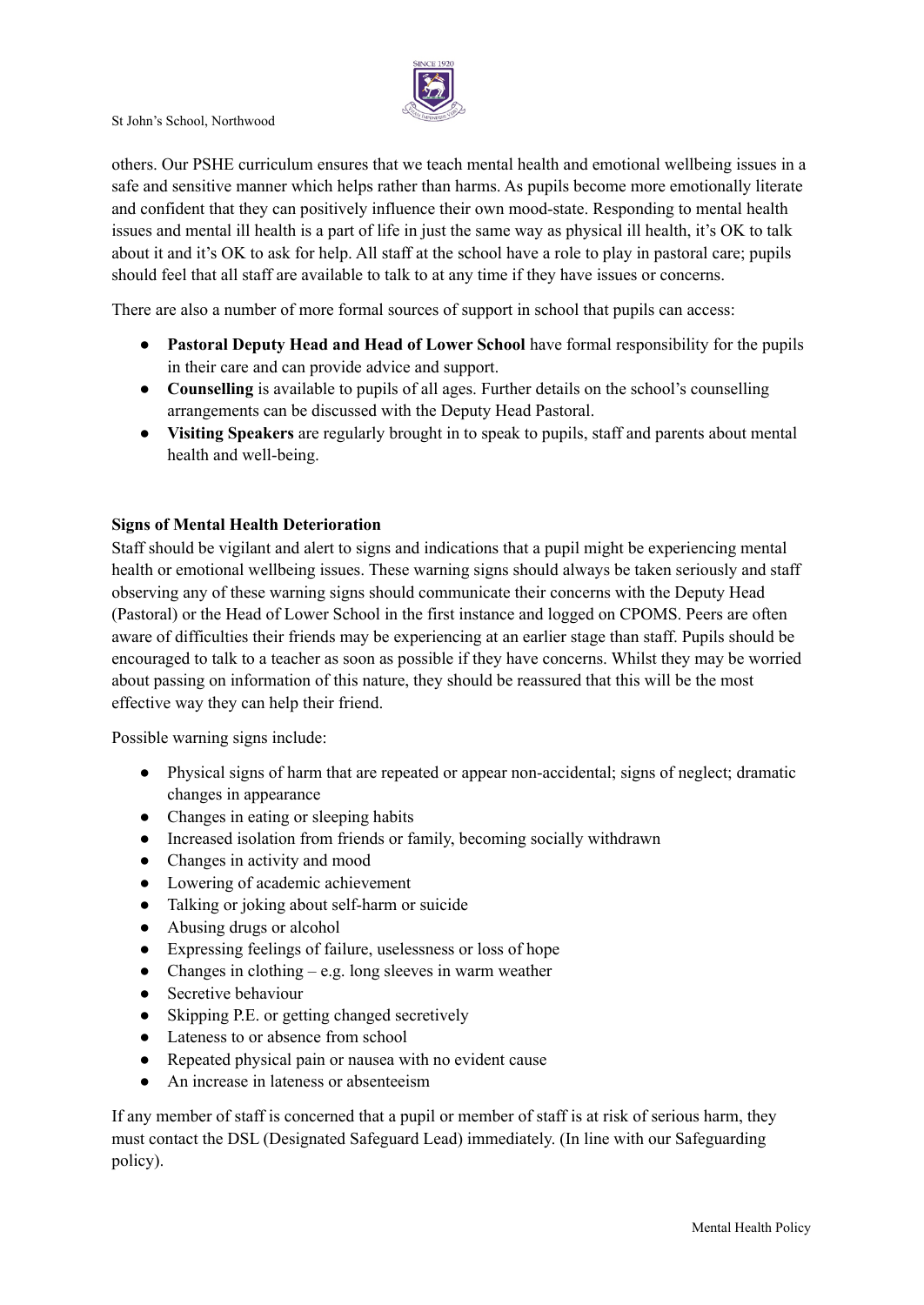others. Our PSHE curriculum ensures that we teach mental health and emotional wellbeing issues in a safe and sensitive manner which helps rather than harms. As pupils become more emotionally literate and confident that they can positively influence their own mood-state. Responding to mental health issues and mental ill health is a part of life in just the same way as physical ill health, it's OK to talk about it and it's OK to ask for help. All staff at the school have a role to play in pastoral care; pupils should feel that all staff are available to talk to at any time if they have issues or concerns.

There are also a number of more formal sources of support in school that pupils can access:

- **Pastoral Deputy Head and Head of Lower School** have formal responsibility for the pupils in their care and can provide advice and support.
- **Counselling** is available to pupils of all ages. Further details on the school's counselling arrangements can be discussed with the Deputy Head Pastoral.
- **Visiting Speakers** are regularly brought in to speak to pupils, staff and parents about mental health and well-being.

**Signs of Mental Health Deterioration**

Staff should be vigilant and alert to signs and indications that a pupil might be experiencing mental health or emotional wellbeing issues. These warning signs should always be taken seriously and staff observing any of these warning signs should communicate their concerns with the Deputy Head (Pastoral) or the Head of Lower School in the first instance and logged on CPOMS. Peers are often aware of difficulties their friends may be experiencing at an earlier stage than staff. Pupils should be encouraged to talk to a teacher as soon as possible if they have concerns. Whilst they may be worried about passing on information of this nature, they should be reassured that this will be the most effective way they can help their friend.

Possible warning signs include:

- Physical signs of harm that are repeated or appear non-accidental; signs of neglect; dramatic changes in appearance
- Changes in eating or sleeping habits
- Increased isolation from friends or family, becoming socially withdrawn
- Changes in activity and mood
- Lowering of academic achievement
- Talking or joking about self-harm or suicide
- Abusing drugs or alcohol
- Expressing feelings of failure, uselessness or loss of hope
- Changes in clothing – e.g. long sleeves in warm weather
- Secretive behaviour
- Skipping P.E. or getting changed secretively
- Lateness to or absence from school
- Repeated physical pain or nausea with no evident cause
- An increase in lateness or absenteeism

If any member of staff is concerned that a pupil or member of staff is at risk of serious harm, they must contact the DSL (Designated Safeguard Lead) immediately. (In line with our Safeguarding policy).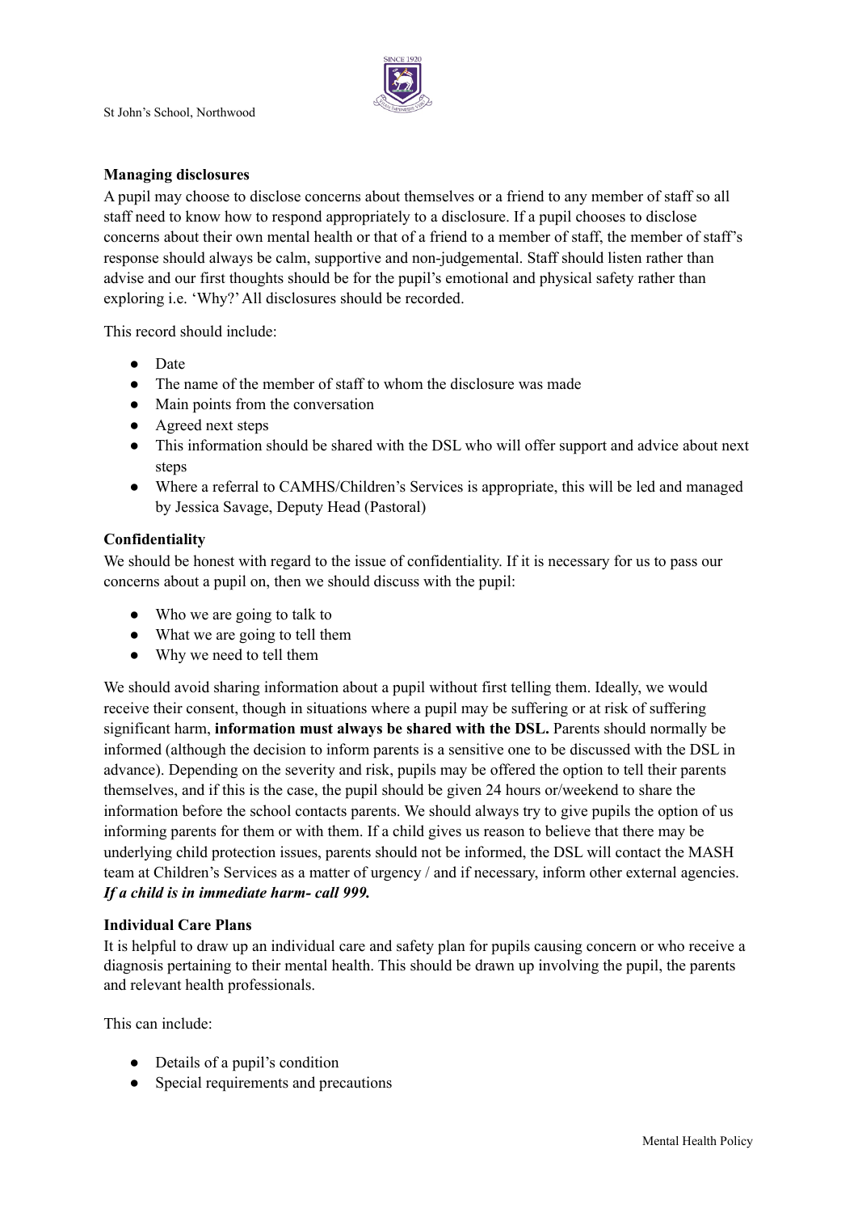**Managing disclosures**

A pupil may choose to disclose concerns about themselves or a friend to any member of staff so all staff need to know how to respond appropriately to a disclosure. If a pupil chooses to disclose concerns about their own mental health or that of a friend to a member of staff, the member of staff's response should always be calm, supportive and non-judgemental. Staff should listen rather than advise and our first thoughts should be for the pupil's emotional and physical safety rather than exploring i.e. 'Why?' All disclosures should be recorded.

This record should include:

- Date
- The name of the member of staff to whom the disclosure was made
- Main points from the conversation
- Agreed next steps
- This information should be shared with the DSL who will offer support and advice about next steps
- Where a referral to CAMHS/Children's Services is appropriate, this will be led and managed by Jessica Savage, Deputy Head (Pastoral)

**Confidentiality**

We should be honest with regard to the issue of confidentiality. If it is necessary for us to pass our concerns about a pupil on, then we should discuss with the pupil:

- Who we are going to talk to
- What we are going to tell them
- Why we need to tell them

We should avoid sharing information about a pupil without first telling them. Ideally, we would receive their consent, though in situations where a pupil may be suffering or at risk of suffering significant harm, **information must always be shared with the DSL.** Parents should normally be informed (although the decision to inform parents is a sensitive one to be discussed with the DSL in advance). Depending on the severity and risk, pupils may be offered the option to tell their parents themselves, and if this is the case, the pupil should be given 24 hours or/weekend to share the information before the school contacts parents. We should always try to give pupils the option of us informing parents for them or with them. If a child gives us reason to believe that there may be underlying child protection issues, parents should not be informed, the DSL will contact the MASH team at Children's Services as a matter of urgency / and if necessary, inform other external agencies. ***If a child is in immediate harm- call 999.***

**Individual Care Plans**

It is helpful to draw up an individual care and safety plan for pupils causing concern or who receive a diagnosis pertaining to their mental health. This should be drawn up involving the pupil, the parents and relevant health professionals.

This can include:

- Details of a pupil's condition
- Special requirements and precautions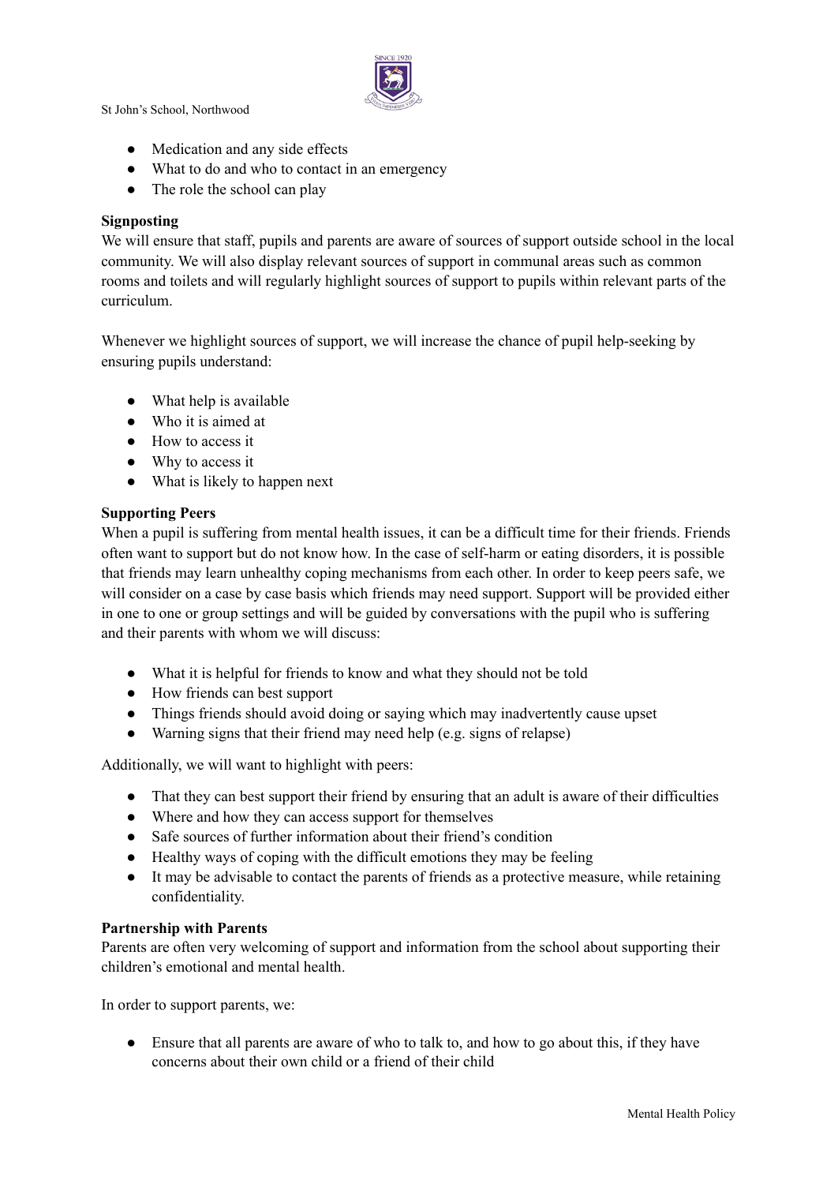- Medication and any side effects
- What to do and who to contact in an emergency
- The role the school can play

**Signposting**
We will ensure that staff, pupils and parents are aware of sources of support outside school in the local community. We will also display relevant sources of support in communal areas such as common rooms and toilets and will regularly highlight sources of support to pupils within relevant parts of the curriculum.

Whenever we highlight sources of support, we will increase the chance of pupil help-seeking by ensuring pupils understand:

- What help is available
- Who it is aimed at
- How to access it
- Why to access it
- What is likely to happen next

**Supporting Peers**
When a pupil is suffering from mental health issues, it can be a difficult time for their friends. Friends often want to support but do not know how. In the case of self-harm or eating disorders, it is possible that friends may learn unhealthy coping mechanisms from each other. In order to keep peers safe, we will consider on a case by case basis which friends may need support. Support will be provided either in one to one or group settings and will be guided by conversations with the pupil who is suffering and their parents with whom we will discuss:

- What it is helpful for friends to know and what they should not be told
- How friends can best support
- Things friends should avoid doing or saying which may inadvertently cause upset
- Warning signs that their friend may need help (e.g. signs of relapse)

Additionally, we will want to highlight with peers:

- That they can best support their friend by ensuring that an adult is aware of their difficulties
- Where and how they can access support for themselves
- Safe sources of further information about their friend's condition
- Healthy ways of coping with the difficult emotions they may be feeling
- It may be advisable to contact the parents of friends as a protective measure, while retaining confidentiality.

**Partnership with Parents**
Parents are often very welcoming of support and information from the school about supporting their children's emotional and mental health.

In order to support parents, we:

- Ensure that all parents are aware of who to talk to, and how to go about this, if they have concerns about their own child or a friend of their child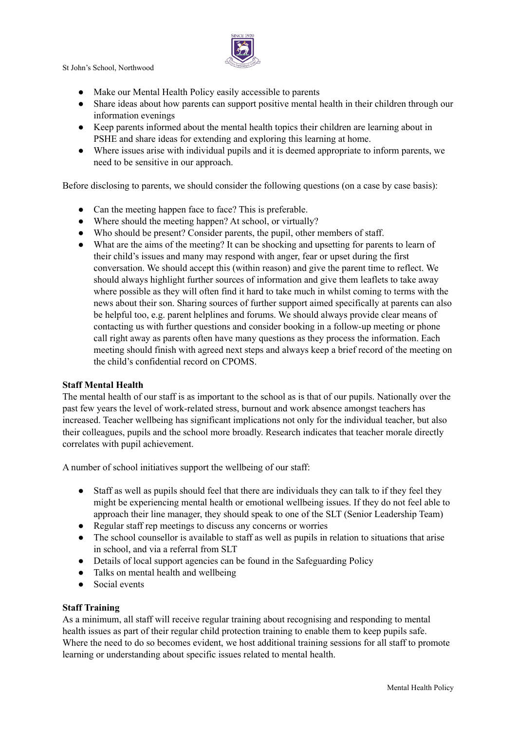- Make our Mental Health Policy easily accessible to parents
- Share ideas about how parents can support positive mental health in their children through our information evenings
- Keep parents informed about the mental health topics their children are learning about in PSHE and share ideas for extending and exploring this learning at home.
- Where issues arise with individual pupils and it is deemed appropriate to inform parents, we need to be sensitive in our approach.

Before disclosing to parents, we should consider the following questions (on a case by case basis):

- Can the meeting happen face to face? This is preferable.
- Where should the meeting happen? At school, or virtually?
- Who should be present? Consider parents, the pupil, other members of staff.
- What are the aims of the meeting? It can be shocking and upsetting for parents to learn of their child's issues and many may respond with anger, fear or upset during the first conversation. We should accept this (within reason) and give the parent time to reflect. We should always highlight further sources of information and give them leaflets to take away where possible as they will often find it hard to take much in whilst coming to terms with the news about their son. Sharing sources of further support aimed specifically at parents can also be helpful too, e.g. parent helplines and forums. We should always provide clear means of contacting us with further questions and consider booking in a follow-up meeting or phone call right away as parents often have many questions as they process the information. Each meeting should finish with agreed next steps and always keep a brief record of the meeting on the child's confidential record on CPOMS.

**Staff Mental Health**

The mental health of our staff is as important to the school as is that of our pupils. Nationally over the past few years the level of work-related stress, burnout and work absence amongst teachers has increased. Teacher wellbeing has significant implications not only for the individual teacher, but also their colleagues, pupils and the school more broadly. Research indicates that teacher morale directly correlates with pupil achievement.

A number of school initiatives support the wellbeing of our staff:

- Staff as well as pupils should feel that there are individuals they can talk to if they feel they might be experiencing mental health or emotional wellbeing issues. If they do not feel able to approach their line manager, they should speak to one of the SLT (Senior Leadership Team)
- Regular staff rep meetings to discuss any concerns or worries
- The school counsellor is available to staff as well as pupils in relation to situations that arise in school, and via a referral from SLT
- Details of local support agencies can be found in the Safeguarding Policy
- Talks on mental health and wellbeing
- Social events

**Staff Training**

As a minimum, all staff will receive regular training about recognising and responding to mental health issues as part of their regular child protection training to enable them to keep pupils safe. Where the need to do so becomes evident, we host additional training sessions for all staff to promote learning or understanding about specific issues related to mental health.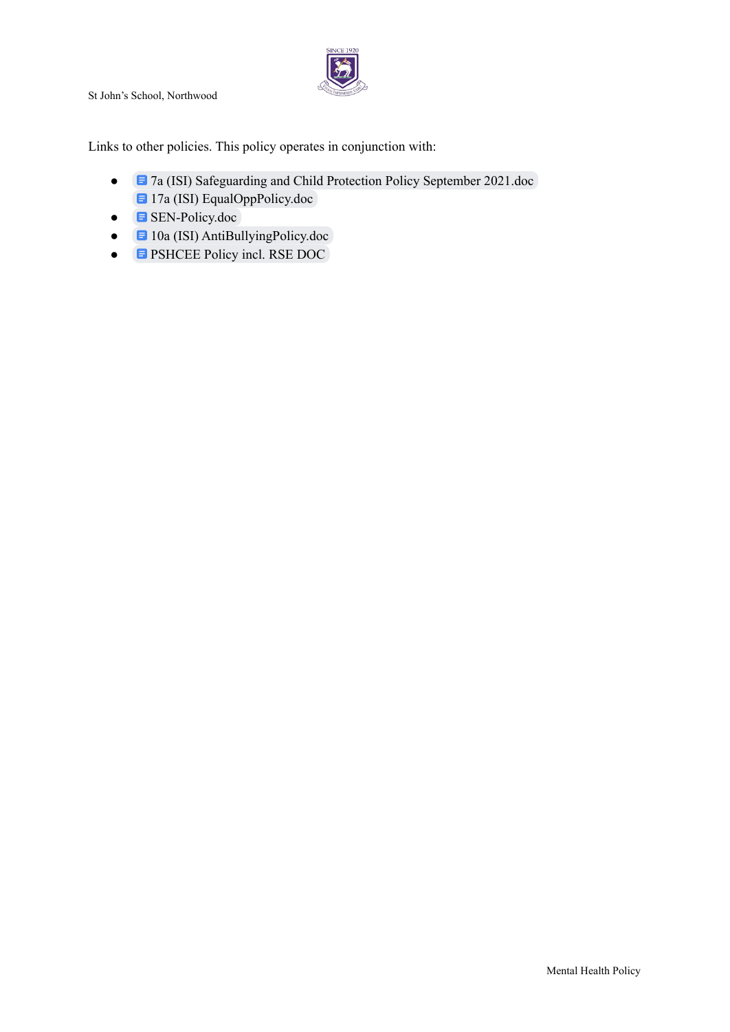Links to other policies. This policy operates in conjunction with:

- 7a (ISI) Safeguarding and Child Protection Policy September 2021.doc
  17a (ISI) EqualOppPolicy.doc
- SEN-Policy.doc
- 10a (ISI) AntiBullyingPolicy.doc
- PSHCEE Policy incl. RSE DOC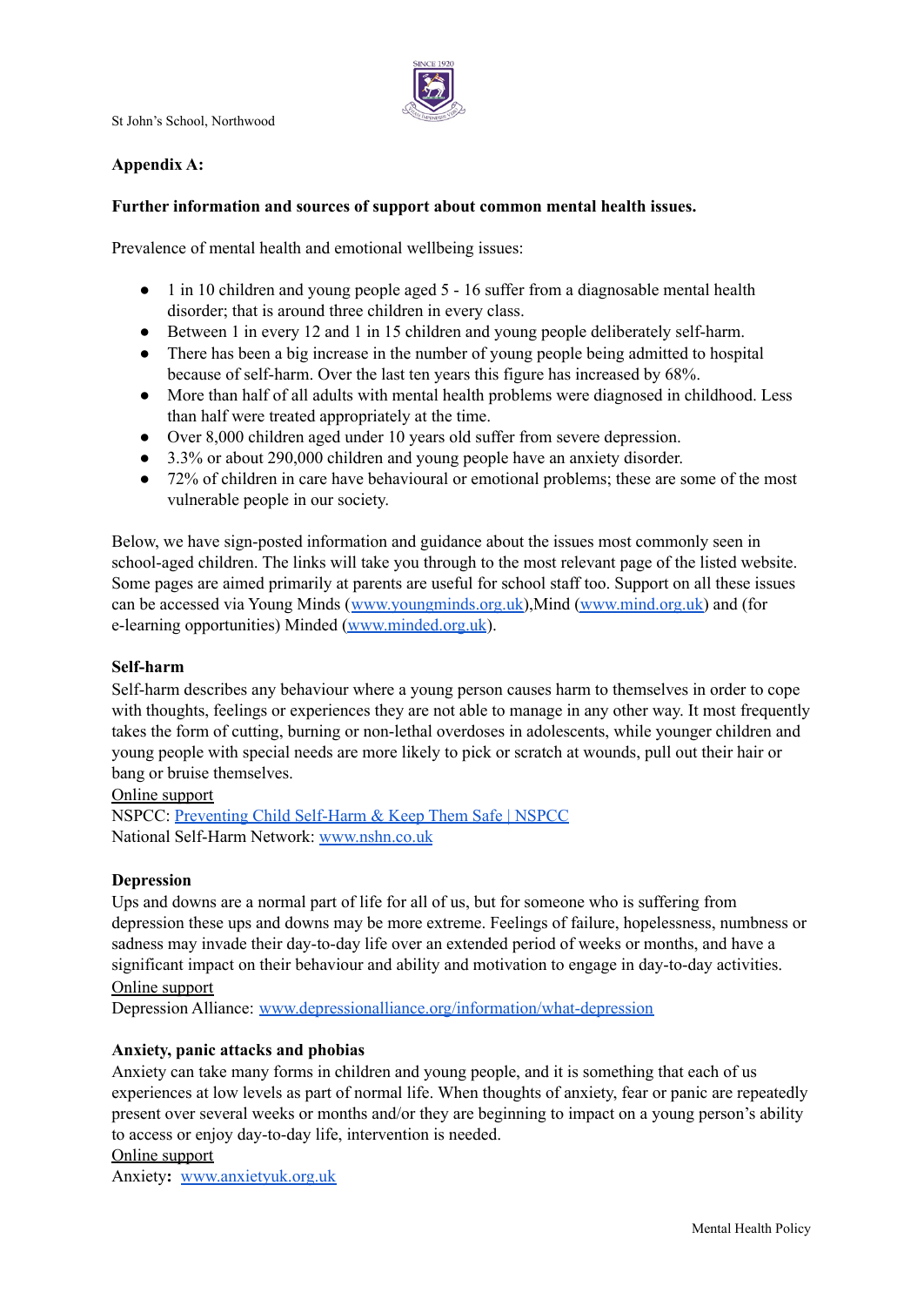## Appendix A:

**Further information and sources of support about common mental health issues.**

Prevalence of mental health and emotional wellbeing issues:

- 1 in 10 children and young people aged 5 - 16 suffer from a diagnosable mental health disorder; that is around three children in every class.
- Between 1 in every 12 and 1 in 15 children and young people deliberately self-harm.
- There has been a big increase in the number of young people being admitted to hospital because of self-harm. Over the last ten years this figure has increased by 68%.
- More than half of all adults with mental health problems were diagnosed in childhood. Less than half were treated appropriately at the time.
- Over 8,000 children aged under 10 years old suffer from severe depression.
- 3.3% or about 290,000 children and young people have an anxiety disorder.
- 72% of children in care have behavioural or emotional problems; these are some of the most vulnerable people in our society.

Below, we have sign-posted information and guidance about the issues most commonly seen in school-aged children. The links will take you through to the most relevant page of the listed website. Some pages are aimed primarily at parents are useful for school staff too. Support on all these issues can be accessed via Young Minds (www.youngminds.org.uk),Mind (www.mind.org.uk) and (for e-learning opportunities) Minded (www.minded.org.uk).

**Self-harm**

Self-harm describes any behaviour where a young person causes harm to themselves in order to cope with thoughts, feelings or experiences they are not able to manage in any other way. It most frequently takes the form of cutting, burning or non-lethal overdoses in adolescents, while younger children and young people with special needs are more likely to pick or scratch at wounds, pull out their hair or bang or bruise themselves.

Online support

NSPCC: Preventing Child Self-Harm & Keep Them Safe | NSPCC

National Self-Harm Network: www.nshn.co.uk

**Depression**

Ups and downs are a normal part of life for all of us, but for someone who is suffering from depression these ups and downs may be more extreme. Feelings of failure, hopelessness, numbness or sadness may invade their day-to-day life over an extended period of weeks or months, and have a significant impact on their behaviour and ability and motivation to engage in day-to-day activities.

Online support

Depression Alliance: www.depressionalliance.org/information/what-depression

**Anxiety, panic attacks and phobias**

Anxiety can take many forms in children and young people, and it is something that each of us experiences at low levels as part of normal life. When thoughts of anxiety, fear or panic are repeatedly present over several weeks or months and/or they are beginning to impact on a young person's ability to access or enjoy day-to-day life, intervention is needed.

Online support

Anxiety**:** www.anxietyuk.org.uk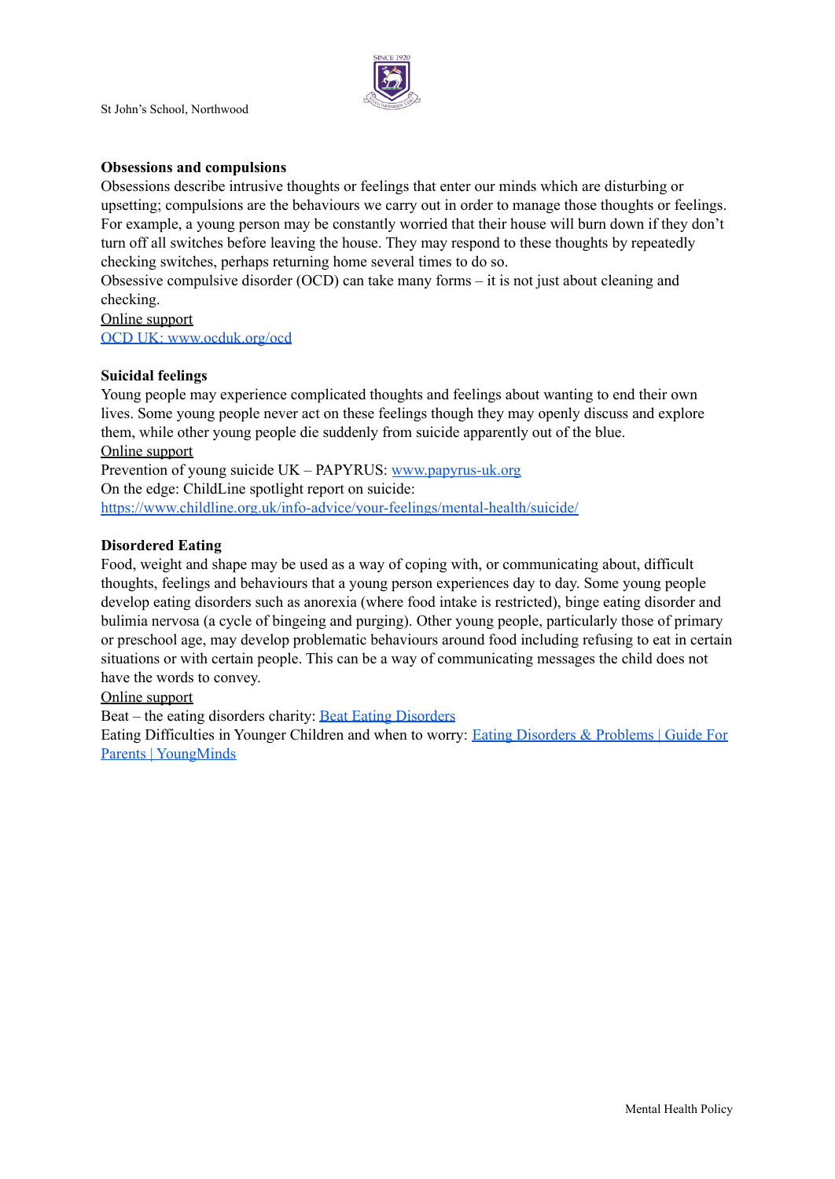**Obsessions and compulsions**

Obsessions describe intrusive thoughts or feelings that enter our minds which are disturbing or upsetting; compulsions are the behaviours we carry out in order to manage those thoughts or feelings. For example, a young person may be constantly worried that their house will burn down if they don't turn off all switches before leaving the house. They may respond to these thoughts by repeatedly checking switches, perhaps returning home several times to do so.

Obsessive compulsive disorder (OCD) can take many forms – it is not just about cleaning and checking.

Online support

[OCD UK: www.ocduk.org/ocd](www.ocduk.org/ocd)

**Suicidal feelings**

Young people may experience complicated thoughts and feelings about wanting to end their own lives. Some young people never act on these feelings though they may openly discuss and explore them, while other young people die suddenly from suicide apparently out of the blue.

Online support

Prevention of young suicide UK – PAPYRUS: [www.papyrus-uk.org](www.papyrus-uk.org)

On the edge: ChildLine spotlight report on suicide:
[https://www.childline.org.uk/info-advice/your-feelings/mental-health/suicide/](https://www.childline.org.uk/info-advice/your-feelings/mental-health/suicide/)

**Disordered Eating**

Food, weight and shape may be used as a way of coping with, or communicating about, difficult thoughts, feelings and behaviours that a young person experiences day to day. Some young people develop eating disorders such as anorexia (where food intake is restricted), binge eating disorder and bulimia nervosa (a cycle of bingeing and purging). Other young people, particularly those of primary or preschool age, may develop problematic behaviours around food including refusing to eat in certain situations or with certain people. This can be a way of communicating messages the child does not have the words to convey.

Online support

Beat – the eating disorders charity: Beat Eating Disorders

Eating Difficulties in Younger Children and when to worry: Eating Disorders & Problems | Guide For Parents | YoungMinds